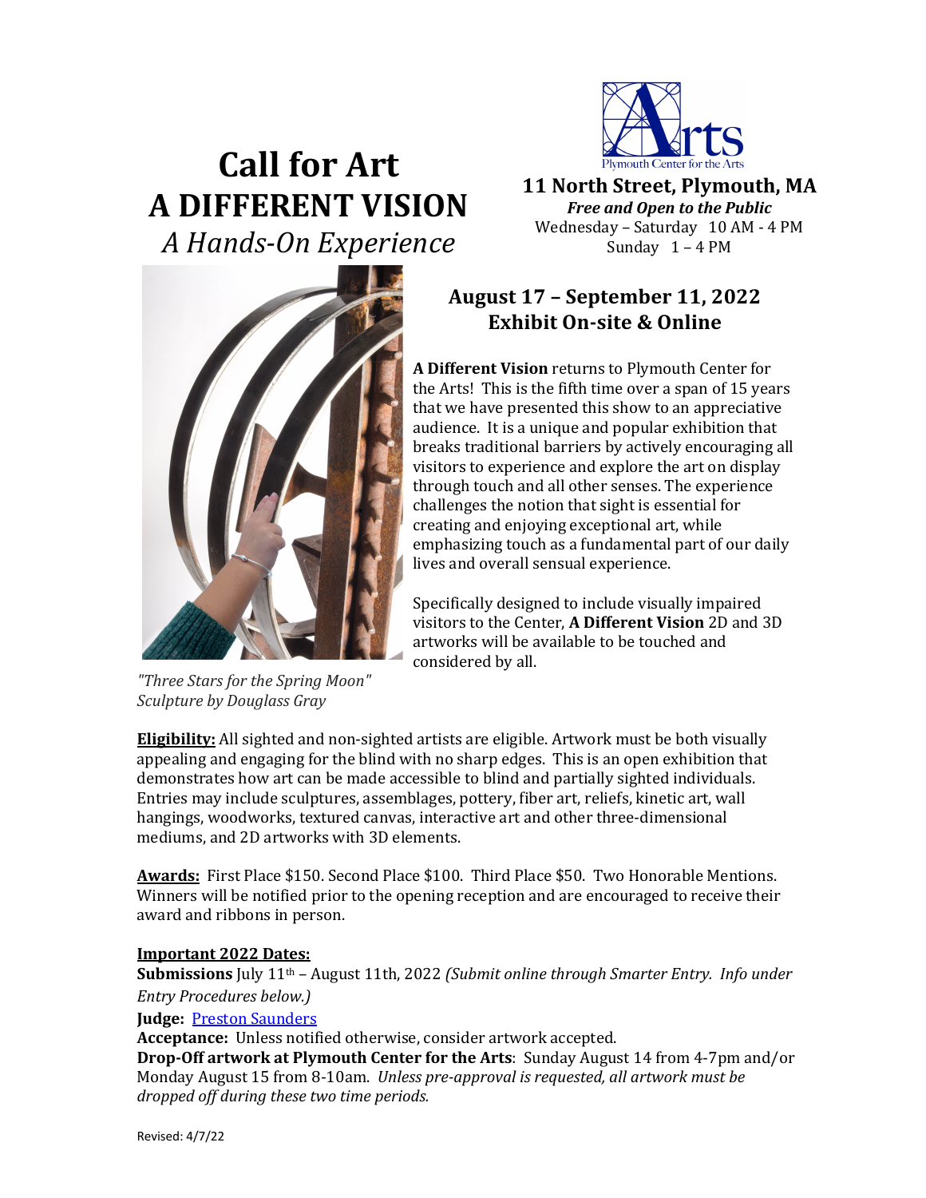# Call for Art
# A DIFFERENT VISION
*A Hands-On Experience*

Plymouth Center for the Arts

**11 North Street, Plymouth, MA**
***Free and Open to the Public***
Wednesday – Saturday 10 AM - 4 PM
Sunday 1 – 4 PM

## August 17 – September 11, 2022
## Exhibit On-site & Online

**A Different Vision** returns to Plymouth Center for the Arts! This is the fifth time over a span of 15 years that we have presented this show to an appreciative audience. It is a unique and popular exhibition that breaks traditional barriers by actively encouraging all visitors to experience and explore the art on display through touch and all other senses. The experience challenges the notion that sight is essential for creating and enjoying exceptional art, while emphasizing touch as a fundamental part of our daily lives and overall sensual experience.

Specifically designed to include visually impaired visitors to the Center, **A Different Vision** 2D and 3D artworks will be available to be touched and considered by all.

*"Three Stars for the Spring Moon"*
*Sculpture by Douglass Gray*

**Eligibility:** All sighted and non-sighted artists are eligible. Artwork must be both visually appealing and engaging for the blind with no sharp edges. This is an open exhibition that demonstrates how art can be made accessible to blind and partially sighted individuals. Entries may include sculptures, assemblages, pottery, fiber art, reliefs, kinetic art, wall hangings, woodworks, textured canvas, interactive art and other three-dimensional mediums, and 2D artworks with 3D elements.

**Awards:** First Place $150. Second Place $100. Third Place $50. Two Honorable Mentions. Winners will be notified prior to the opening reception and are encouraged to receive their award and ribbons in person.

**Important 2022 Dates:**

**Submissions** July 11th – August 11th, 2022 *(Submit online through Smarter Entry. Info under Entry Procedures below.)*

**Judge:** Preston Saunders

**Acceptance:** Unless notified otherwise, consider artwork accepted.

**Drop-Off artwork at Plymouth Center for the Arts**: Sunday August 14 from 4-7pm and/or Monday August 15 from 8-10am. *Unless pre-approval is requested, all artwork must be dropped off during these two time periods.*

Revised: 4/7/22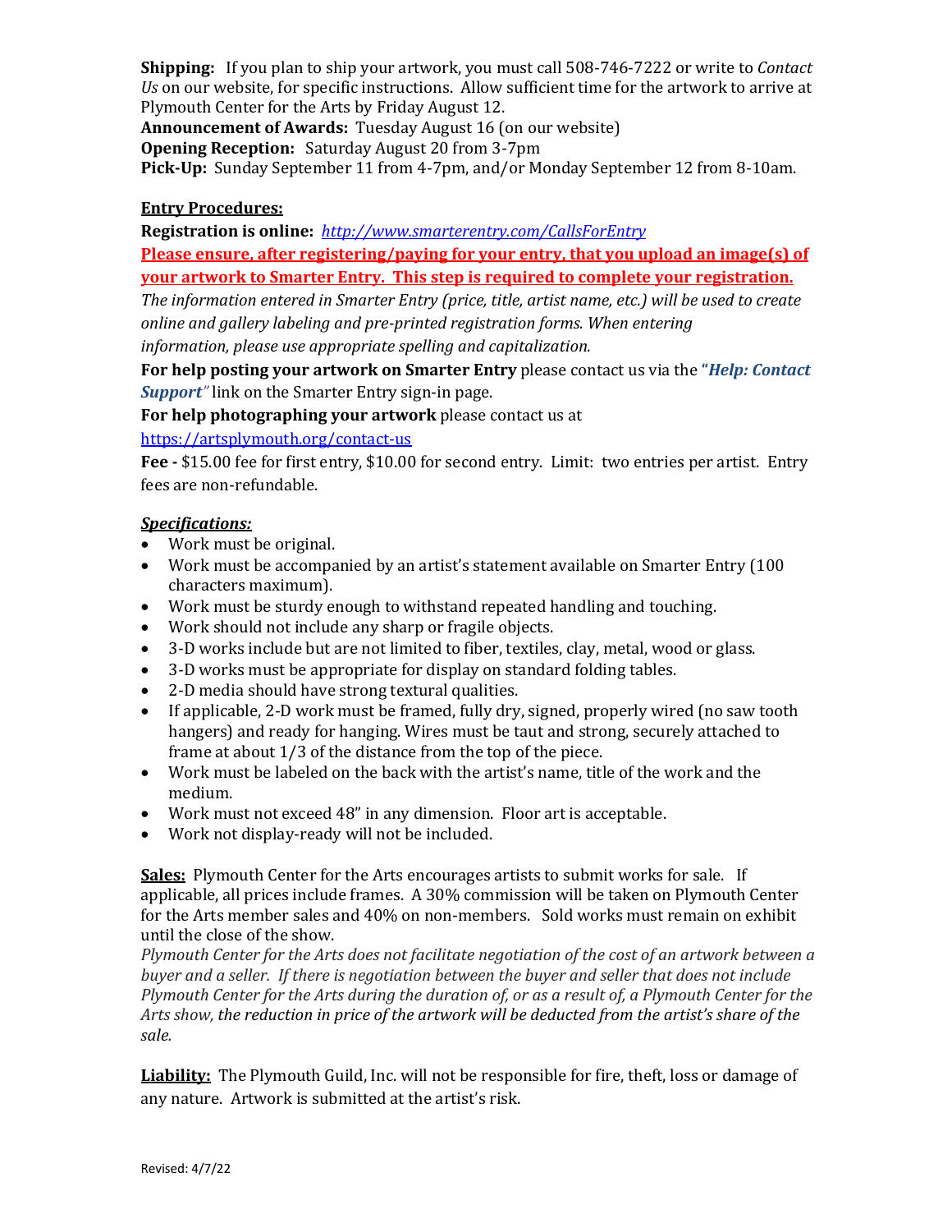**Shipping:** If you plan to ship your artwork, you must call 508-746-7222 or write to *Contact Us* on our website, for specific instructions. Allow sufficient time for the artwork to arrive at Plymouth Center for the Arts by Friday August 12.
**Announcement of Awards:** Tuesday August 16 (on our website)
**Opening Reception:** Saturday August 20 from 3-7pm
**Pick-Up:** Sunday September 11 from 4-7pm, and/or Monday September 12 from 8-10am.

**Entry Procedures:**

**Registration is online:** *http://www.smarterentry.com/CallsForEntry*

**Please ensure, after registering/paying for your entry, that you upload an image(s) of your artwork to Smarter Entry. This step is required to complete your registration.**

*The information entered in Smarter Entry (price, title, artist name, etc.) will be used to create online and gallery labeling and pre-printed registration forms. When entering information, please use appropriate spelling and capitalization.*

**For help posting your artwork on Smarter Entry** please contact us via the ***"Help: Contact Support"*** link on the Smarter Entry sign-in page.

**For help photographing your artwork** please contact us at https://artsplymouth.org/contact-us

**Fee -** $15.00 fee for first entry, $10.00 for second entry. Limit: two entries per artist. Entry fees are non-refundable.

***Specifications:***

- Work must be original.
- Work must be accompanied by an artist's statement available on Smarter Entry (100 characters maximum).
- Work must be sturdy enough to withstand repeated handling and touching.
- Work should not include any sharp or fragile objects.
- 3-D works include but are not limited to fiber, textiles, clay, metal, wood or glass.
- 3-D works must be appropriate for display on standard folding tables.
- 2-D media should have strong textural qualities.
- If applicable, 2-D work must be framed, fully dry, signed, properly wired (no saw tooth hangers) and ready for hanging. Wires must be taut and strong, securely attached to frame at about 1/3 of the distance from the top of the piece.
- Work must be labeled on the back with the artist's name, title of the work and the medium.
- Work must not exceed 48" in any dimension. Floor art is acceptable.
- Work not display-ready will not be included.

**Sales:** Plymouth Center for the Arts encourages artists to submit works for sale. If applicable, all prices include frames. A 30% commission will be taken on Plymouth Center for the Arts member sales and 40% on non-members. Sold works must remain on exhibit until the close of the show.
*Plymouth Center for the Arts does not facilitate negotiation of the cost of an artwork between a buyer and a seller. If there is negotiation between the buyer and seller that does not include Plymouth Center for the Arts during the duration of, or as a result of, a Plymouth Center for the Arts show, the reduction in price of the artwork will be deducted from the artist's share of the sale.*

**Liability:** The Plymouth Guild, Inc. will not be responsible for fire, theft, loss or damage of any nature. Artwork is submitted at the artist's risk.

Revised: 4/7/22